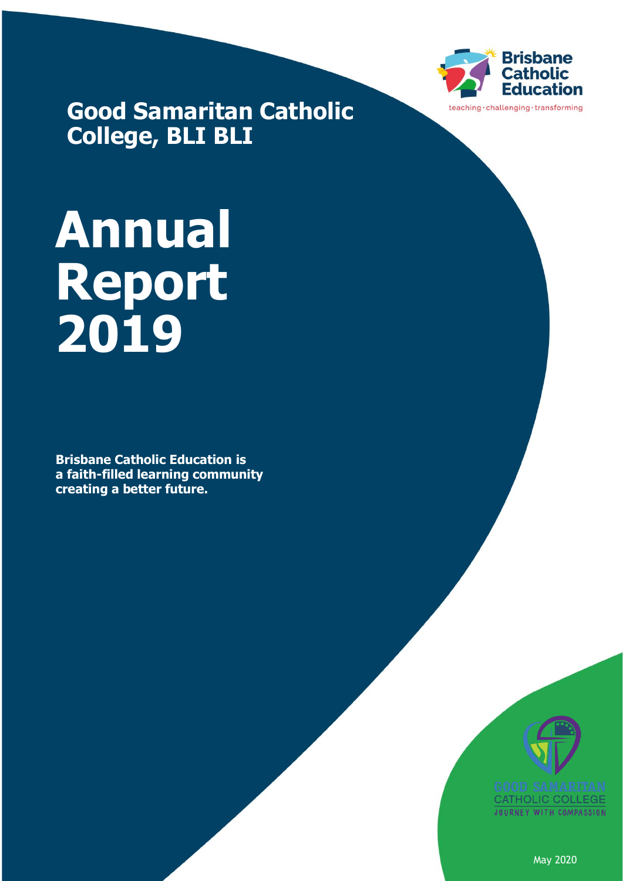Brisbane Catholic Education

teaching · challenging · transforming

## Good Samaritan Catholic College, BLI BLI

# Annual Report 2019

**Brisbane Catholic Education is a faith-filled learning community creating a better future.**

GOOD SAMARITAN CATHOLIC COLLEGE

JOURNEY WITH COMPASSION

May 2020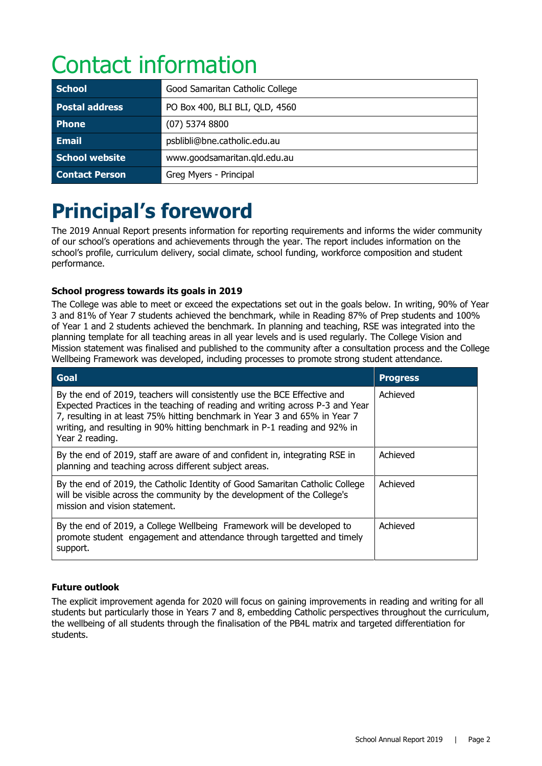# Contact information

| School | Good Samaritan Catholic College |
|---|---|
| **Postal address** | PO Box 400, BLI BLI, QLD, 4560 |
| **Phone** | (07) 5374 8800 |
| **Email** | psblibli@bne.catholic.edu.au |
| **School website** | www.goodsamaritan.qld.edu.au |
| **Contact Person** | Greg Myers - Principal |

# Principal's foreword

The 2019 Annual Report presents information for reporting requirements and informs the wider community of our school's operations and achievements through the year. The report includes information on the school's profile, curriculum delivery, social climate, school funding, workforce composition and student performance.

### School progress towards its goals in 2019

The College was able to meet or exceed the expectations set out in the goals below. In writing, 90% of Year 3 and 81% of Year 7 students achieved the benchmark, while in Reading 87% of Prep students and 100% of Year 1 and 2 students achieved the benchmark. In planning and teaching, RSE was integrated into the planning template for all teaching areas in all year levels and is used regularly. The College Vision and Mission statement was finalised and published to the community after a consultation process and the College Wellbeing Framework was developed, including processes to promote strong student attendance.

| Goal | Progress |
|---|---|
| By the end of 2019, teachers will consistently use the BCE Effective and Expected Practices in the teaching of reading and writing across P-3 and Year 7, resulting in at least 75% hitting benchmark in Year 3 and 65% in Year 7 writing, and resulting in 90% hitting benchmark in P-1 reading and 92% in Year 2 reading. | Achieved |
| By the end of 2019, staff are aware of and confident in, integrating RSE in planning and teaching across different subject areas. | Achieved |
| By the end of 2019, the Catholic Identity of Good Samaritan Catholic College will be visible across the community by the development of the College's mission and vision statement. | Achieved |
| By the end of 2019, a College Wellbeing Framework will be developed to promote student engagement and attendance through targetted and timely support. | Achieved |

### Future outlook

The explicit improvement agenda for 2020 will focus on gaining improvements in reading and writing for all students but particularly those in Years 7 and 8, embedding Catholic perspectives throughout the curriculum, the wellbeing of all students through the finalisation of the PB4L matrix and targeted differentiation for students.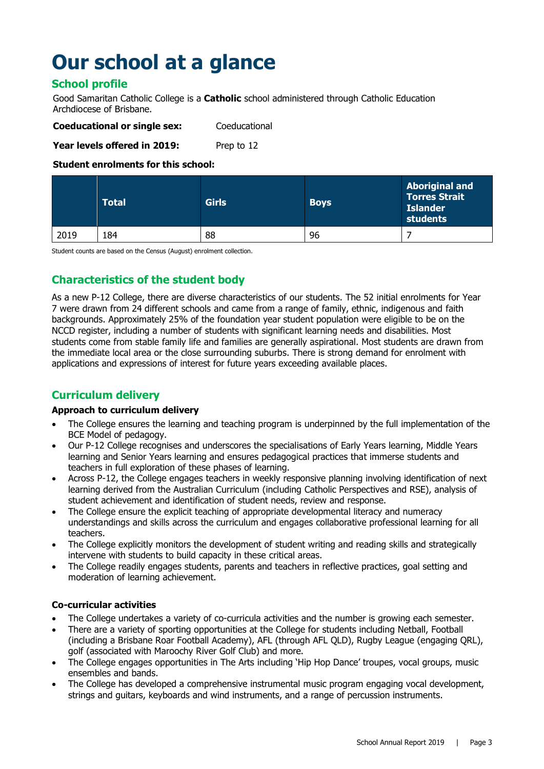# Our school at a glance

## School profile

Good Samaritan Catholic College is a **Catholic** school administered through Catholic Education Archdiocese of Brisbane.

**Coeducational or single sex:** Coeducational

**Year levels offered in 2019:** Prep to 12

**Student enrolments for this school:**

| | Total | Girls | Boys | Aboriginal and Torres Strait Islander students |
|---|---|---|---|---|
| 2019 | 184 | 88 | 96 | 7 |

Student counts are based on the Census (August) enrolment collection.

## Characteristics of the student body

As a new P-12 College, there are diverse characteristics of our students. The 52 initial enrolments for Year 7 were drawn from 24 different schools and came from a range of family, ethnic, indigenous and faith backgrounds. Approximately 25% of the foundation year student population were eligible to be on the NCCD register, including a number of students with significant learning needs and disabilities. Most students come from stable family life and families are generally aspirational. Most students are drawn from the immediate local area or the close surrounding suburbs. There is strong demand for enrolment with applications and expressions of interest for future years exceeding available places.

## Curriculum delivery

### Approach to curriculum delivery

- The College ensures the learning and teaching program is underpinned by the full implementation of the BCE Model of pedagogy.
- Our P-12 College recognises and underscores the specialisations of Early Years learning, Middle Years learning and Senior Years learning and ensures pedagogical practices that immerse students and teachers in full exploration of these phases of learning.
- Across P-12, the College engages teachers in weekly responsive planning involving identification of next learning derived from the Australian Curriculum (including Catholic Perspectives and RSE), analysis of student achievement and identification of student needs, review and response.
- The College ensure the explicit teaching of appropriate developmental literacy and numeracy understandings and skills across the curriculum and engages collaborative professional learning for all teachers.
- The College explicitly monitors the development of student writing and reading skills and strategically intervene with students to build capacity in these critical areas.
- The College readily engages students, parents and teachers in reflective practices, goal setting and moderation of learning achievement.

### Co-curricular activities

- The College undertakes a variety of co-curricula activities and the number is growing each semester.
- There are a variety of sporting opportunities at the College for students including Netball, Football (including a Brisbane Roar Football Academy), AFL (through AFL QLD), Rugby League (engaging QRL), golf (associated with Maroochy River Golf Club) and more.
- The College engages opportunities in The Arts including 'Hip Hop Dance' troupes, vocal groups, music ensembles and bands.
- The College has developed a comprehensive instrumental music program engaging vocal development, strings and guitars, keyboards and wind instruments, and a range of percussion instruments.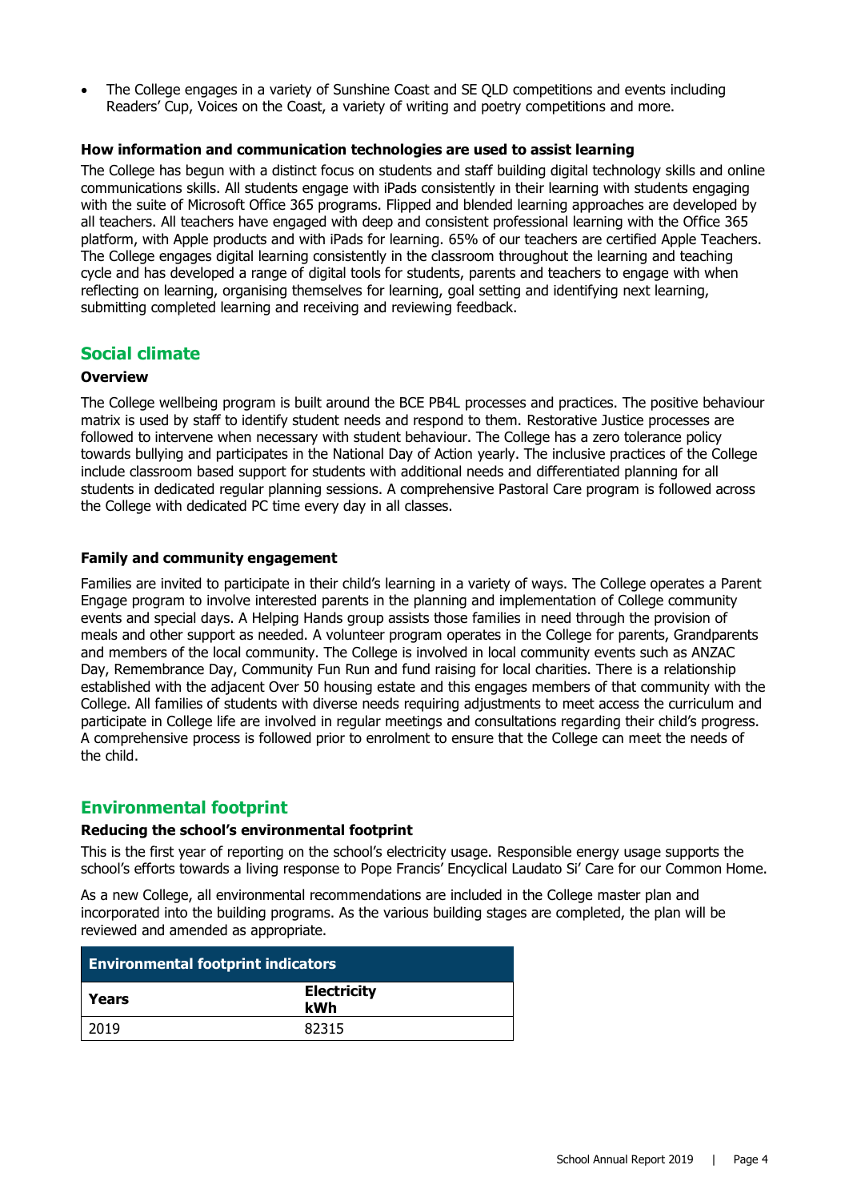- The College engages in a variety of Sunshine Coast and SE QLD competitions and events including Readers' Cup, Voices on the Coast, a variety of writing and poetry competitions and more.

### How information and communication technologies are used to assist learning

The College has begun with a distinct focus on students and staff building digital technology skills and online communications skills. All students engage with iPads consistently in their learning with students engaging with the suite of Microsoft Office 365 programs. Flipped and blended learning approaches are developed by all teachers. All teachers have engaged with deep and consistent professional learning with the Office 365 platform, with Apple products and with iPads for learning. 65% of our teachers are certified Apple Teachers. The College engages digital learning consistently in the classroom throughout the learning and teaching cycle and has developed a range of digital tools for students, parents and teachers to engage with when reflecting on learning, organising themselves for learning, goal setting and identifying next learning, submitting completed learning and receiving and reviewing feedback.

## Social climate

### Overview

The College wellbeing program is built around the BCE PB4L processes and practices. The positive behaviour matrix is used by staff to identify student needs and respond to them. Restorative Justice processes are followed to intervene when necessary with student behaviour. The College has a zero tolerance policy towards bullying and participates in the National Day of Action yearly. The inclusive practices of the College include classroom based support for students with additional needs and differentiated planning for all students in dedicated regular planning sessions. A comprehensive Pastoral Care program is followed across the College with dedicated PC time every day in all classes.

### Family and community engagement

Families are invited to participate in their child's learning in a variety of ways. The College operates a Parent Engage program to involve interested parents in the planning and implementation of College community events and special days. A Helping Hands group assists those families in need through the provision of meals and other support as needed. A volunteer program operates in the College for parents, Grandparents and members of the local community. The College is involved in local community events such as ANZAC Day, Remembrance Day, Community Fun Run and fund raising for local charities. There is a relationship established with the adjacent Over 50 housing estate and this engages members of that community with the College. All families of students with diverse needs requiring adjustments to meet access the curriculum and participate in College life are involved in regular meetings and consultations regarding their child's progress. A comprehensive process is followed prior to enrolment to ensure that the College can meet the needs of the child.

## Environmental footprint

### Reducing the school's environmental footprint

This is the first year of reporting on the school's electricity usage. Responsible energy usage supports the school's efforts towards a living response to Pope Francis' Encyclical Laudato Si' Care for our Common Home.

As a new College, all environmental recommendations are included in the College master plan and incorporated into the building programs. As the various building stages are completed, the plan will be reviewed and amended as appropriate.

| Environmental footprint indicators | |
|---|---|
| **Years** | **Electricity kWh** |
| 2019 | 82315 |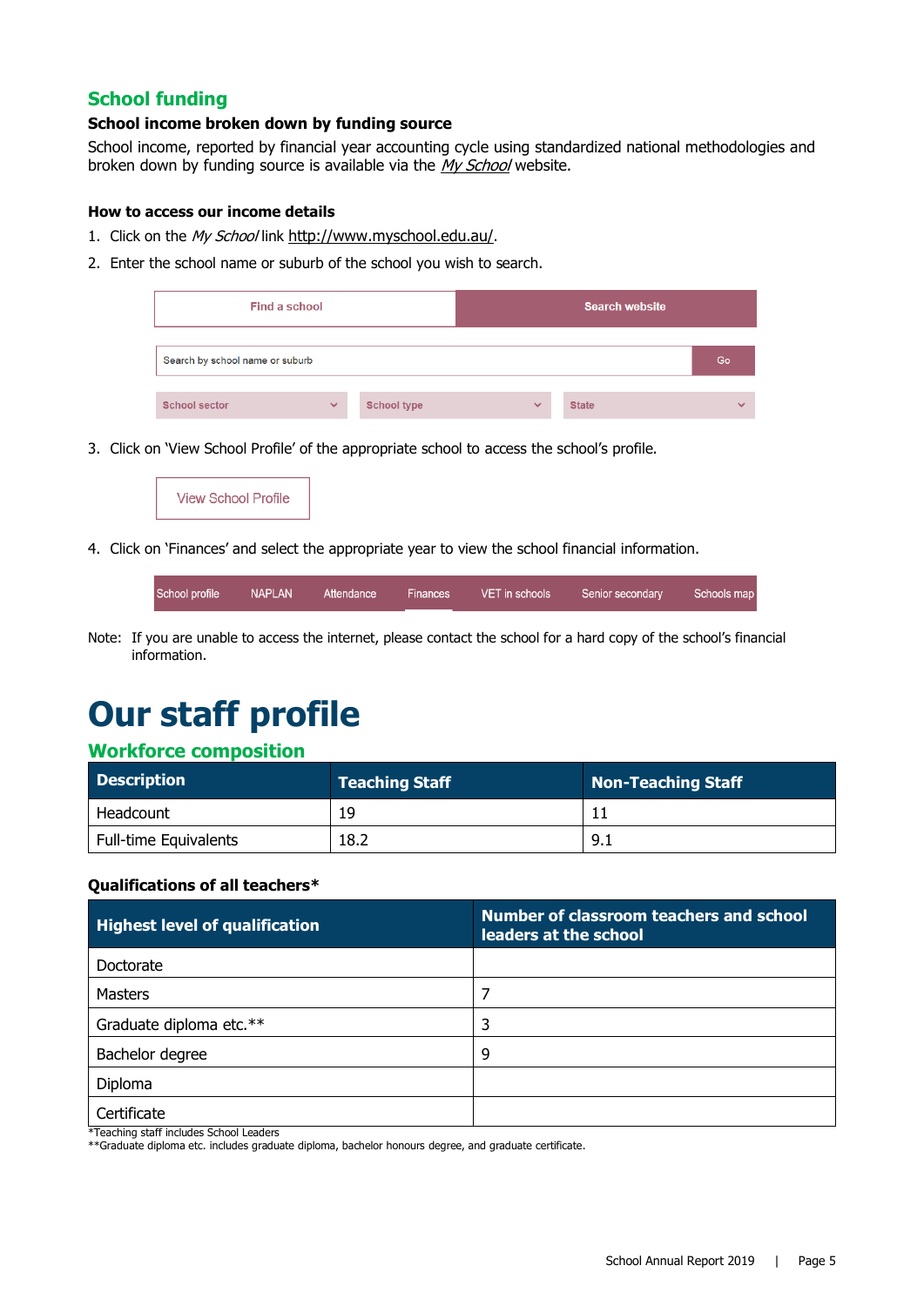## School funding

### School income broken down by funding source

School income, reported by financial year accounting cycle using standardized national methodologies and broken down by funding source is available via the *My School* website.

#### How to access our income details

1. Click on the *My School* link http://www.myschool.edu.au/.
2. Enter the school name or suburb of the school you wish to search.

| Find a school | Search website |
|---|---|

Search by school name or suburb | Go

School sector | School type | State

3. Click on 'View School Profile' of the appropriate school to access the school's profile.

View School Profile

4. Click on 'Finances' and select the appropriate year to view the school financial information.

School profile | NAPLAN | Attendance | Finances | VET in schools | Senior secondary | Schools map

Note: If you are unable to access the internet, please contact the school for a hard copy of the school's financial information.

# Our staff profile

## Workforce composition

| Description | Teaching Staff | Non-Teaching Staff |
|---|---|---|
| Headcount | 19 | 11 |
| Full-time Equivalents | 18.2 | 9.1 |

### Qualifications of all teachers*

| Highest level of qualification | Number of classroom teachers and school leaders at the school |
|---|---|
| Doctorate | |
| Masters | 7 |
| Graduate diploma etc.** | 3 |
| Bachelor degree | 9 |
| Diploma | |
| Certificate | |

*Teaching staff includes School Leaders

**Graduate diploma etc. includes graduate diploma, bachelor honours degree, and graduate certificate.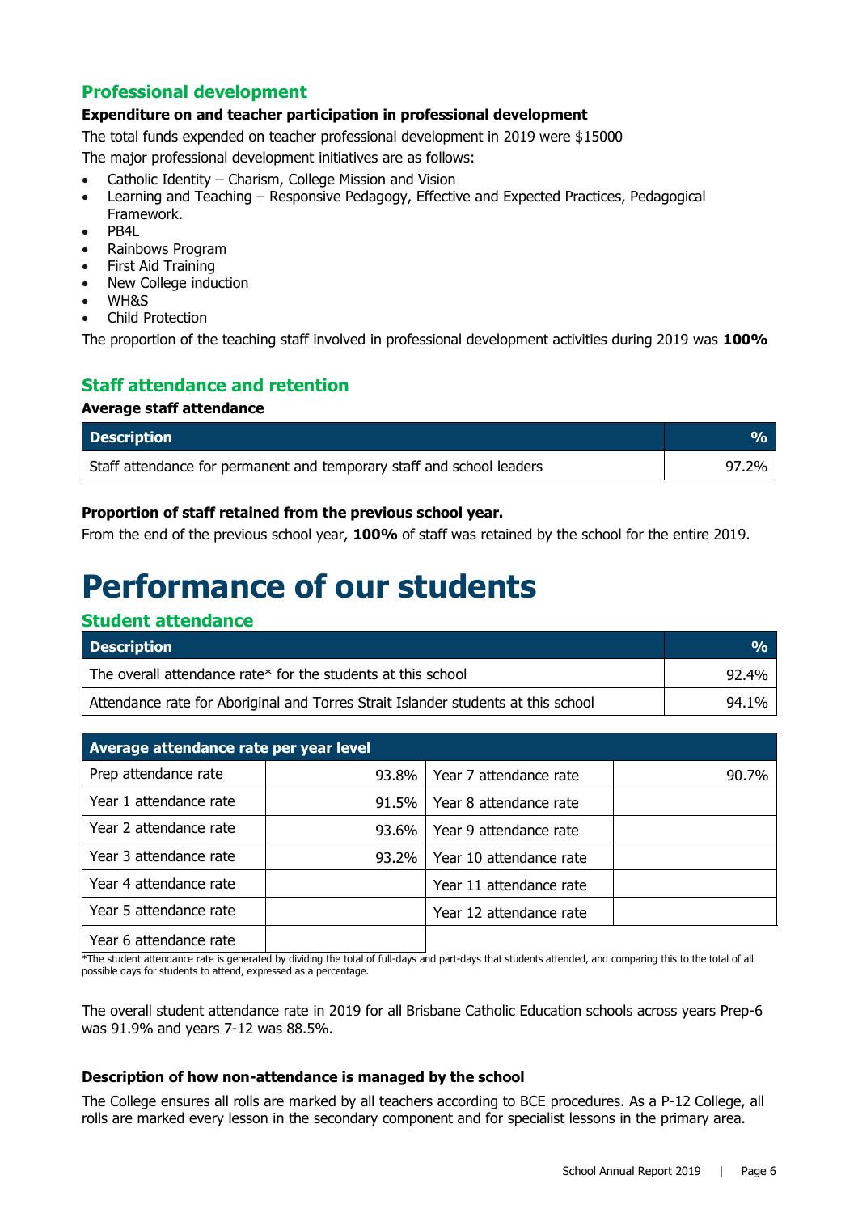## Professional development

**Expenditure on and teacher participation in professional development**

The total funds expended on teacher professional development in 2019 were $15000

The major professional development initiatives are as follows:

- Catholic Identity – Charism, College Mission and Vision
- Learning and Teaching – Responsive Pedagogy, Effective and Expected Practices, Pedagogical Framework.
- PB4L
- Rainbows Program
- First Aid Training
- New College induction
- WH&S
- Child Protection

The proportion of the teaching staff involved in professional development activities during 2019 was **100%**

## Staff attendance and retention

**Average staff attendance**

| Description | % |
|---|---|
| Staff attendance for permanent and temporary staff and school leaders | 97.2% |

**Proportion of staff retained from the previous school year.**

From the end of the previous school year, **100%** of staff was retained by the school for the entire 2019.

# Performance of our students

## Student attendance

| Description | % |
|---|---|
| The overall attendance rate* for the students at this school | 92.4% |
| Attendance rate for Aboriginal and Torres Strait Islander students at this school | 94.1% |

| Average attendance rate per year level | | | |
|---|---|---|---|
| Prep attendance rate | 93.8% | Year 7 attendance rate | 90.7% |
| Year 1 attendance rate | 91.5% | Year 8 attendance rate | |
| Year 2 attendance rate | 93.6% | Year 9 attendance rate | |
| Year 3 attendance rate | 93.2% | Year 10 attendance rate | |
| Year 4 attendance rate | | Year 11 attendance rate | |
| Year 5 attendance rate | | Year 12 attendance rate | |
| Year 6 attendance rate | | | |

*The student attendance rate is generated by dividing the total of full-days and part-days that students attended, and comparing this to the total of all possible days for students to attend, expressed as a percentage.

The overall student attendance rate in 2019 for all Brisbane Catholic Education schools across years Prep-6 was 91.9% and years 7-12 was 88.5%.

**Description of how non-attendance is managed by the school**

The College ensures all rolls are marked by all teachers according to BCE procedures. As a P-12 College, all rolls are marked every lesson in the secondary component and for specialist lessons in the primary area.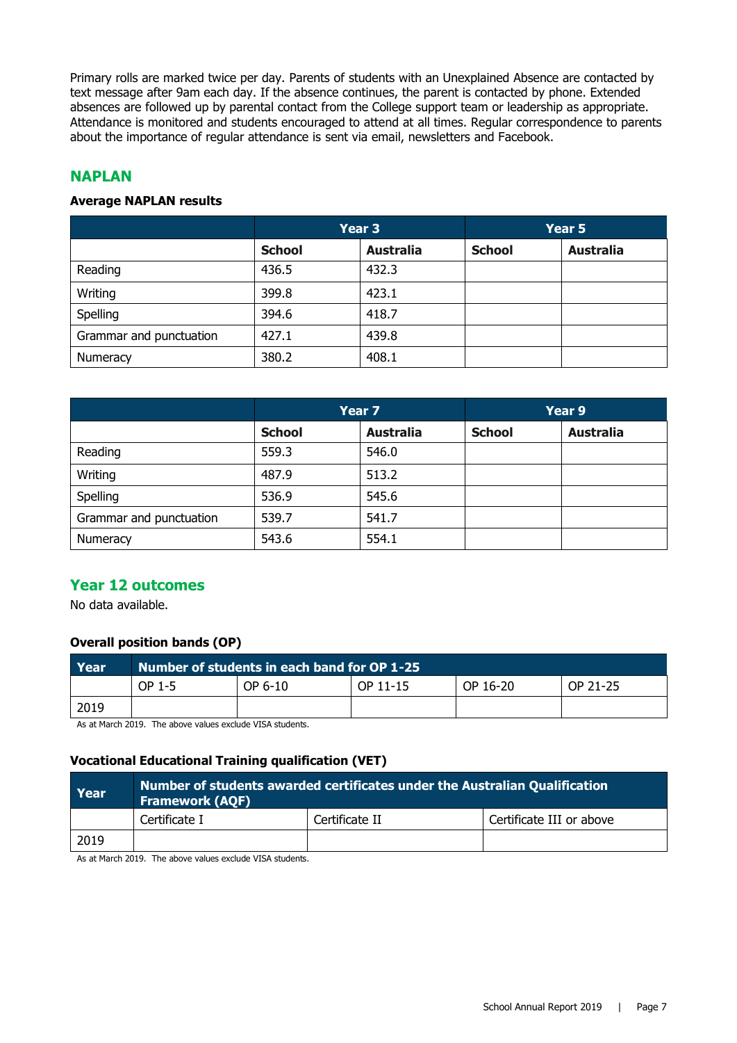Primary rolls are marked twice per day. Parents of students with an Unexplained Absence are contacted by text message after 9am each day. If the absence continues, the parent is contacted by phone. Extended absences are followed up by parental contact from the College support team or leadership as appropriate. Attendance is monitored and students encouraged to attend at all times. Regular correspondence to parents about the importance of regular attendance is sent via email, newsletters and Facebook.

## NAPLAN

### Average NAPLAN results

| | Year 3 | | Year 5 | |
|---|---|---|---|---|
| | **School** | **Australia** | **School** | **Australia** |
| Reading | 436.5 | 432.3 | | |
| Writing | 399.8 | 423.1 | | |
| Spelling | 394.6 | 418.7 | | |
| Grammar and punctuation | 427.1 | 439.8 | | |
| Numeracy | 380.2 | 408.1 | | |

| | Year 7 | | Year 9 | |
|---|---|---|---|---|
| | **School** | **Australia** | **School** | **Australia** |
| Reading | 559.3 | 546.0 | | |
| Writing | 487.9 | 513.2 | | |
| Spelling | 536.9 | 545.6 | | |
| Grammar and punctuation | 539.7 | 541.7 | | |
| Numeracy | 543.6 | 554.1 | | |

## Year 12 outcomes

No data available.

### Overall position bands (OP)

| Year | Number of students in each band for OP 1-25 | | | | |
|---|---|---|---|---|---|
| | OP 1-5 | OP 6-10 | OP 11-15 | OP 16-20 | OP 21-25 |
| 2019 | | | | | |

As at March 2019. The above values exclude VISA students.

### Vocational Educational Training qualification (VET)

| Year | Number of students awarded certificates under the Australian Qualification Framework (AQF) | | |
|---|---|---|---|
| | Certificate I | Certificate II | Certificate III or above |
| 2019 | | | |

As at March 2019. The above values exclude VISA students.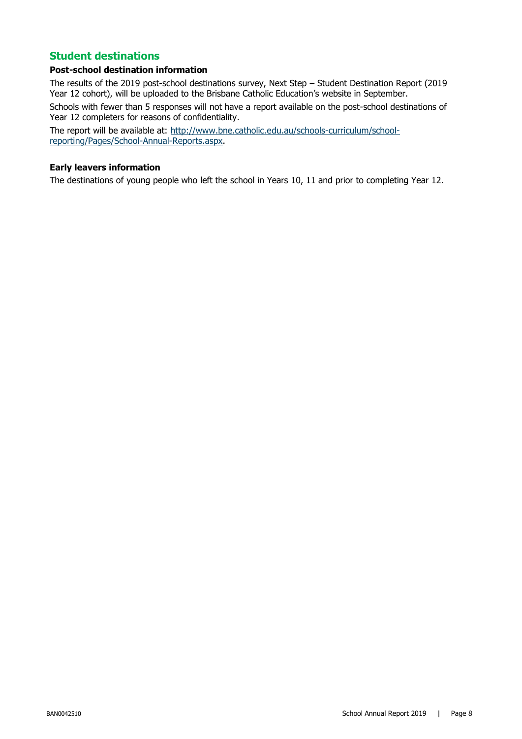## Student destinations

### Post-school destination information

The results of the 2019 post-school destinations survey, Next Step – Student Destination Report (2019 Year 12 cohort), will be uploaded to the Brisbane Catholic Education's website in September.

Schools with fewer than 5 responses will not have a report available on the post-school destinations of Year 12 completers for reasons of confidentiality.

The report will be available at: [http://www.bne.catholic.edu.au/schools-curriculum/school-reporting/Pages/School-Annual-Reports.aspx](http://www.bne.catholic.edu.au/schools-curriculum/school-reporting/Pages/School-Annual-Reports.aspx).

### Early leavers information

The destinations of young people who left the school in Years 10, 11 and prior to completing Year 12.